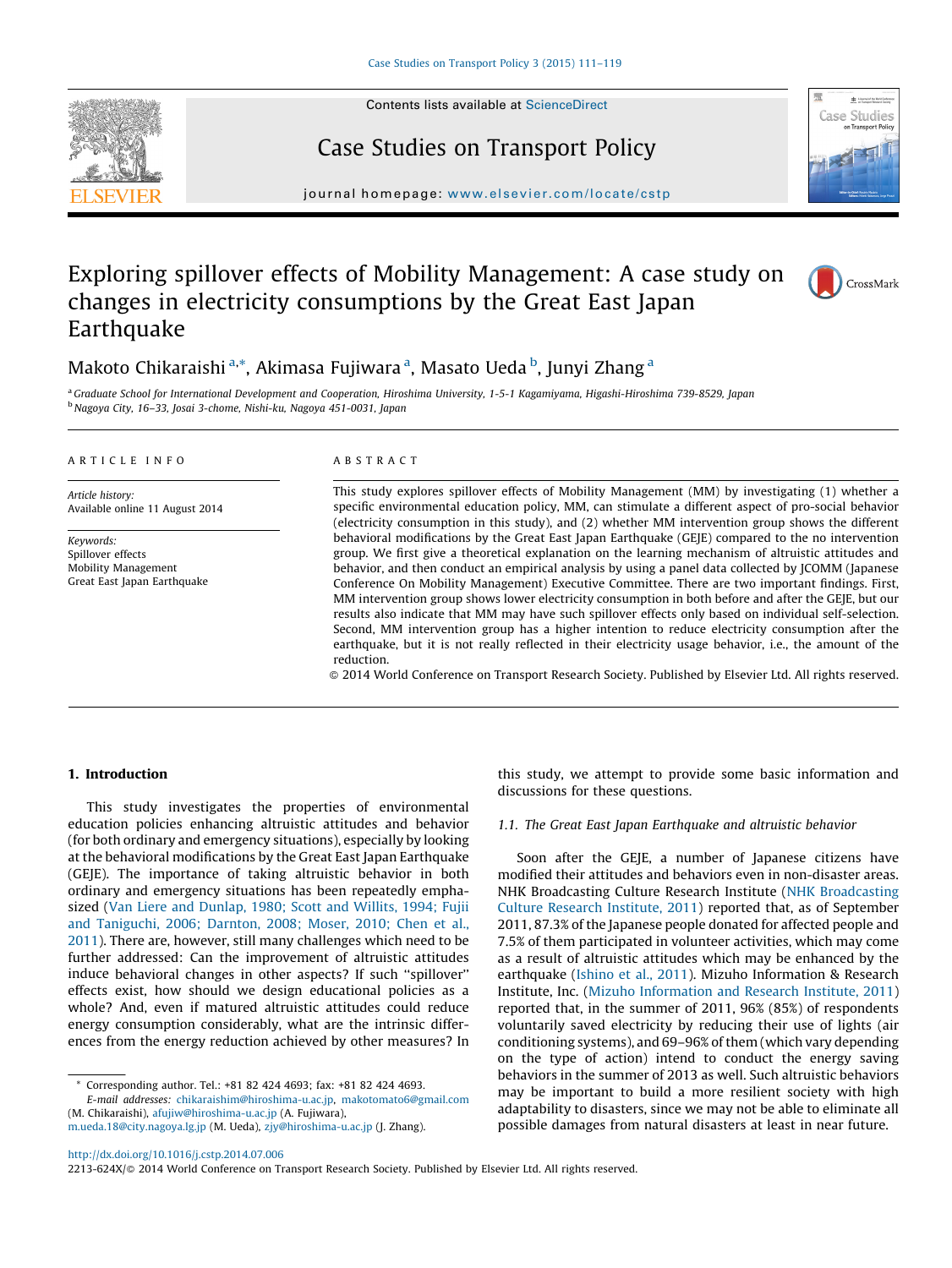# Exploring spillover effects of Mobility Management: A case study on changes in electricity consumptions by the Great East Japan Earthquake

Makoto Chikaraishi [a,*], Akimasa Fujiwara [a], Masato Ueda [b], Junyi Zhang [a]

[a] Graduate School for International Development and Cooperation, Hiroshima University, 1-5-1 Kagamiyama, Higashi-Hiroshima 739-8529, Japan
[b] Nagoya City, 16–33, Josai 3-chome, Nishi-ku, Nagoya 451-0031, Japan

**ARTICLE INFO**

*Article history:*
Available online 11 August 2014

*Keywords:*
Spillover effects
Mobility Management
Great East Japan Earthquake

**ABSTRACT**

This study explores spillover effects of Mobility Management (MM) by investigating (1) whether a specific environmental education policy, MM, can stimulate a different aspect of pro-social behavior (electricity consumption in this study), and (2) whether MM intervention group shows the different behavioral modifications by the Great East Japan Earthquake (GEJE) compared to the no intervention group. We first give a theoretical explanation on the learning mechanism of altruistic attitudes and behavior, and then conduct an empirical analysis by using a panel data collected by JCOMM (Japanese Conference On Mobility Management) Executive Committee. There are two important findings. First, MM intervention group shows lower electricity consumption in both before and after the GEJE, but our results also indicate that MM may have such spillover effects only based on individual self-selection. Second, MM intervention group has a higher intention to reduce electricity consumption after the earthquake, but it is not really reflected in their electricity usage behavior, i.e., the amount of the reduction.

© 2014 World Conference on Transport Research Society. Published by Elsevier Ltd. All rights reserved.

## 1. Introduction

This study investigates the properties of environmental education policies enhancing altruistic attitudes and behavior (for both ordinary and emergency situations), especially by looking at the behavioral modifications by the Great East Japan Earthquake (GEJE). The importance of taking altruistic behavior in both ordinary and emergency situations has been repeatedly emphasized (Van Liere and Dunlap, 1980; Scott and Willits, 1994; Fujii and Taniguchi, 2006; Darnton, 2008; Moser, 2010; Chen et al., 2011). There are, however, still many challenges which need to be further addressed: Can the improvement of altruistic attitudes induce behavioral changes in other aspects? If such "spillover" effects exist, how should we design educational policies as a whole? And, even if matured altruistic attitudes could reduce energy consumption considerably, what are the intrinsic differences from the energy reduction achieved by other measures? In this study, we attempt to provide some basic information and discussions for these questions.

### 1.1. The Great East Japan Earthquake and altruistic behavior

Soon after the GEJE, a number of Japanese citizens have modified their attitudes and behaviors even in non-disaster areas. NHK Broadcasting Culture Research Institute (NHK Broadcasting Culture Research Institute, 2011) reported that, as of September 2011, 87.3% of the Japanese people donated for affected people and 7.5% of them participated in volunteer activities, which may come as a result of altruistic attitudes which may be enhanced by the earthquake (Ishino et al., 2011). Mizuho Information & Research Institute, Inc. (Mizuho Information and Research Institute, 2011) reported that, in the summer of 2011, 96% (85%) of respondents voluntarily saved electricity by reducing their use of lights (air conditioning systems), and 69–96% of them (which vary depending on the type of action) intend to conduct the energy saving behaviors in the summer of 2013 as well. Such altruistic behaviors may be important to build a more resilient society with high adaptability to disasters, since we may not be able to eliminate all possible damages from natural disasters at least in near future.

* Corresponding author. Tel.: +81 82 424 4693; fax: +81 82 424 4693.
*E-mail addresses:* chikaraishim@hiroshima-u.ac.jp, makotomato6@gmail.com (M. Chikaraishi), afujiw@hiroshima-u.ac.jp (A. Fujiwara), m.ueda.18@city.nagoya.lg.jp (M. Ueda), zjy@hiroshima-u.ac.jp (J. Zhang).

http://dx.doi.org/10.1016/j.cstp.2014.07.006
2213-624X/© 2014 World Conference on Transport Research Society. Published by Elsevier Ltd. All rights reserved.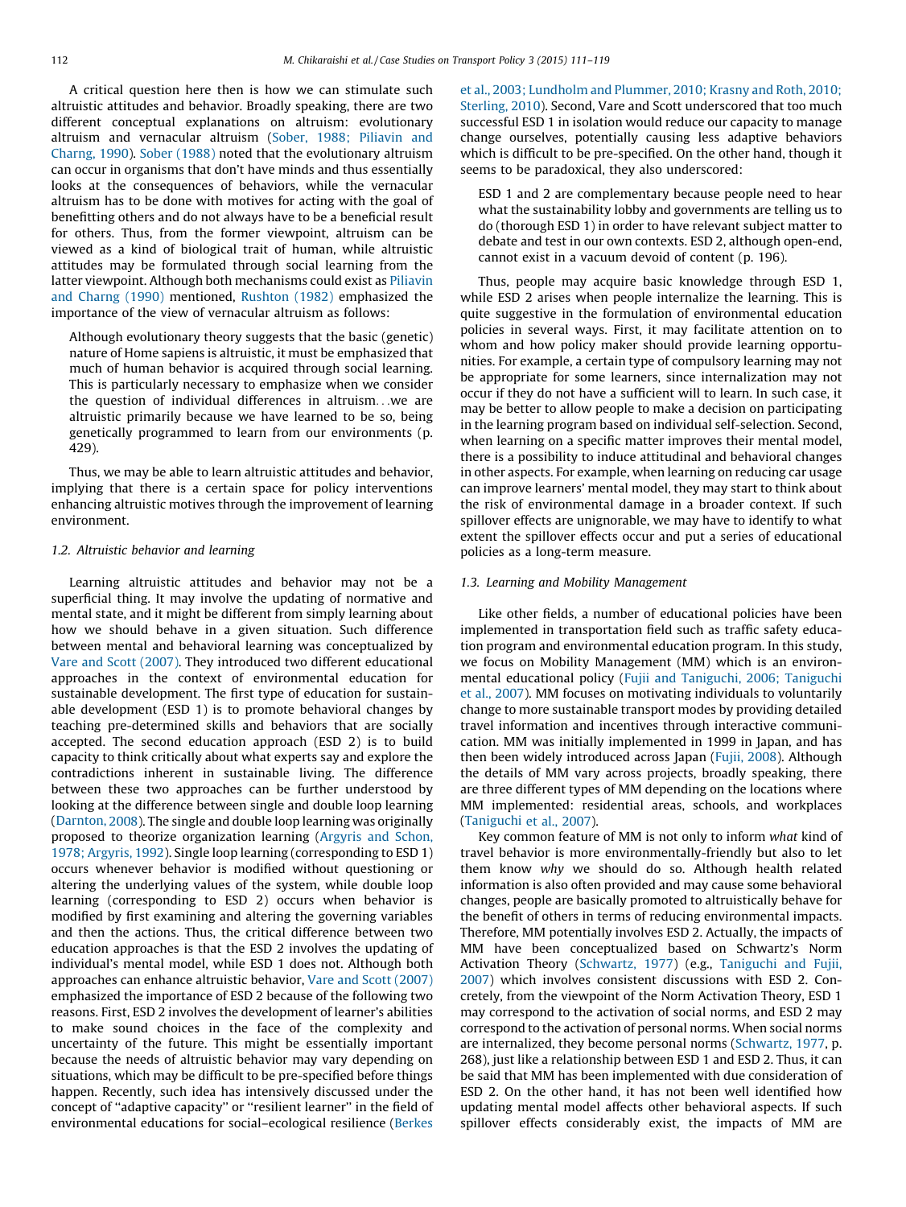A critical question here then is how we can stimulate such altruistic attitudes and behavior. Broadly speaking, there are two different conceptual explanations on altruism: evolutionary altruism and vernacular altruism (Sober, 1988; Piliavin and Charng, 1990). Sober (1988) noted that the evolutionary altruism can occur in organisms that don't have minds and thus essentially looks at the consequences of behaviors, while the vernacular altruism has to be done with motives for acting with the goal of benefitting others and do not always have to be a beneficial result for others. Thus, from the former viewpoint, altruism can be viewed as a kind of biological trait of human, while altruistic attitudes may be formulated through social learning from the latter viewpoint. Although both mechanisms could exist as Piliavin and Charng (1990) mentioned, Rushton (1982) emphasized the importance of the view of vernacular altruism as follows:

> Although evolutionary theory suggests that the basic (genetic) nature of Home sapiens is altruistic, it must be emphasized that much of human behavior is acquired through social learning. This is particularly necessary to emphasize when we consider the question of individual differences in altruism...we are altruistic primarily because we have learned to be so, being genetically programmed to learn from our environments (p. 429).

Thus, we may be able to learn altruistic attitudes and behavior, implying that there is a certain space for policy interventions enhancing altruistic motives through the improvement of learning environment.

### 1.2. Altruistic behavior and learning

Learning altruistic attitudes and behavior may not be a superficial thing. It may involve the updating of normative and mental state, and it might be different from simply learning about how we should behave in a given situation. Such difference between mental and behavioral learning was conceptualized by Vare and Scott (2007). They introduced two different educational approaches in the context of environmental education for sustainable development. The first type of education for sustainable development (ESD 1) is to promote behavioral changes by teaching pre-determined skills and behaviors that are socially accepted. The second education approach (ESD 2) is to build capacity to think critically about what experts say and explore the contradictions inherent in sustainable living. The difference between these two approaches can be further understood by looking at the difference between single and double loop learning (Darnton, 2008). The single and double loop learning was originally proposed to theorize organization learning (Argyris and Schon, 1978; Argyris, 1992). Single loop learning (corresponding to ESD 1) occurs whenever behavior is modified without questioning or altering the underlying values of the system, while double loop learning (corresponding to ESD 2) occurs when behavior is modified by first examining and altering the governing variables and then the actions. Thus, the critical difference between two education approaches is that the ESD 2 involves the updating of individual's mental model, while ESD 1 does not. Although both approaches can enhance altruistic behavior, Vare and Scott (2007) emphasized the importance of ESD 2 because of the following two reasons. First, ESD 2 involves the development of learner's abilities to make sound choices in the face of the complexity and uncertainty of the future. This might be essentially important because the needs of altruistic behavior may vary depending on situations, which may be difficult to be pre-specified before things happen. Recently, such idea has intensively discussed under the concept of "adaptive capacity" or "resilient learner" in the field of environmental educations for social–ecological resilience (Berkes et al., 2003; Lundholm and Plummer, 2010; Krasny and Roth, 2010; Sterling, 2010). Second, Vare and Scott underscored that too much successful ESD 1 in isolation would reduce our capacity to manage change ourselves, potentially causing less adaptive behaviors which is difficult to be pre-specified. On the other hand, though it seems to be paradoxical, they also underscored:

> ESD 1 and 2 are complementary because people need to hear what the sustainability lobby and governments are telling us to do (thorough ESD 1) in order to have relevant subject matter to debate and test in our own contexts. ESD 2, although open-end, cannot exist in a vacuum devoid of content (p. 196).

Thus, people may acquire basic knowledge through ESD 1, while ESD 2 arises when people internalize the learning. This is quite suggestive in the formulation of environmental education policies in several ways. First, it may facilitate attention on to whom and how policy maker should provide learning opportunities. For example, a certain type of compulsory learning may not be appropriate for some learners, since internalization may not occur if they do not have a sufficient will to learn. In such case, it may be better to allow people to make a decision on participating in the learning program based on individual self-selection. Second, when learning on a specific matter improves their mental model, there is a possibility to induce attitudinal and behavioral changes in other aspects. For example, when learning on reducing car usage can improve learners' mental model, they may start to think about the risk of environmental damage in a broader context. If such spillover effects are unignorable, we may have to identify to what extent the spillover effects occur and put a series of educational policies as a long-term measure.

### 1.3. Learning and Mobility Management

Like other fields, a number of educational policies have been implemented in transportation field such as traffic safety education program and environmental education program. In this study, we focus on Mobility Management (MM) which is an environmental educational policy (Fujii and Taniguchi, 2006; Taniguchi et al., 2007). MM focuses on motivating individuals to voluntarily change to more sustainable transport modes by providing detailed travel information and incentives through interactive communication. MM was initially implemented in 1999 in Japan, and has then been widely introduced across Japan (Fujii, 2008). Although the details of MM vary across projects, broadly speaking, there are three different types of MM depending on the locations where MM implemented: residential areas, schools, and workplaces (Taniguchi et al., 2007).

Key common feature of MM is not only to inform *what* kind of travel behavior is more environmentally-friendly but also to let them know *why* we should do so. Although health related information is also often provided and may cause some behavioral changes, people are basically promoted to altruistically behave for the benefit of others in terms of reducing environmental impacts. Therefore, MM potentially involves ESD 2. Actually, the impacts of MM have been conceptualized based on Schwartz's Norm Activation Theory (Schwartz, 1977) (e.g., Taniguchi and Fujii, 2007) which involves consistent discussions with ESD 2. Concretely, from the viewpoint of the Norm Activation Theory, ESD 1 may correspond to the activation of social norms, and ESD 2 may correspond to the activation of personal norms. When social norms are internalized, they become personal norms (Schwartz, 1977, p. 268), just like a relationship between ESD 1 and ESD 2. Thus, it can be said that MM has been implemented with due consideration of ESD 2. On the other hand, it has not been well identified how updating mental model affects other behavioral aspects. If such spillover effects considerably exist, the impacts of MM are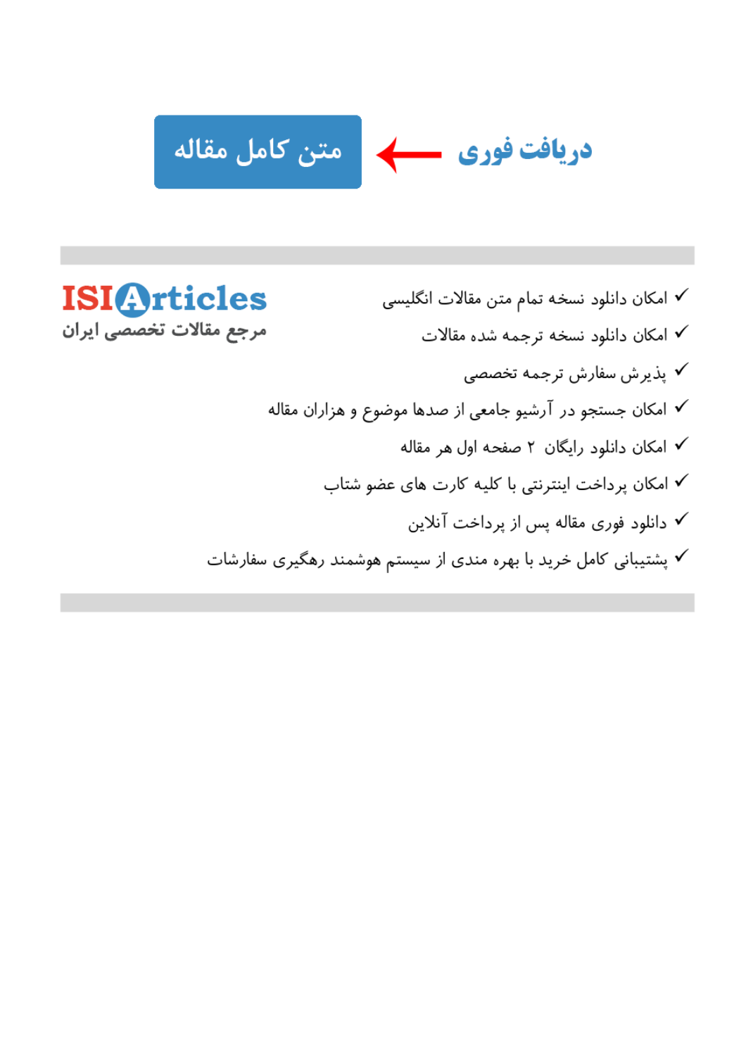دریافت فوری ← متن کامل مقاله

**ISIArticles**
مرجع مقالات تخصصی ایران

- ✓ امکان دانلود نسخه تمام متن مقالات انگلیسی
- ✓ امکان دانلود نسخه ترجمه شده مقالات
- ✓ پذیرش سفارش ترجمه تخصصی
- ✓ امکان جستجو در آرشیو جامعی از صدها موضوع و هزاران مقاله
- ✓ امکان دانلود رایگان ۲ صفحه اول هر مقاله
- ✓ امکان پرداخت اینترنتی با کلیه کارت های عضو شتاب
- ✓ دانلود فوری مقاله پس از پرداخت آنلاین
- ✓ پشتیبانی کامل خرید با بهره مندی از سیستم هوشمند رهگیری سفارشات